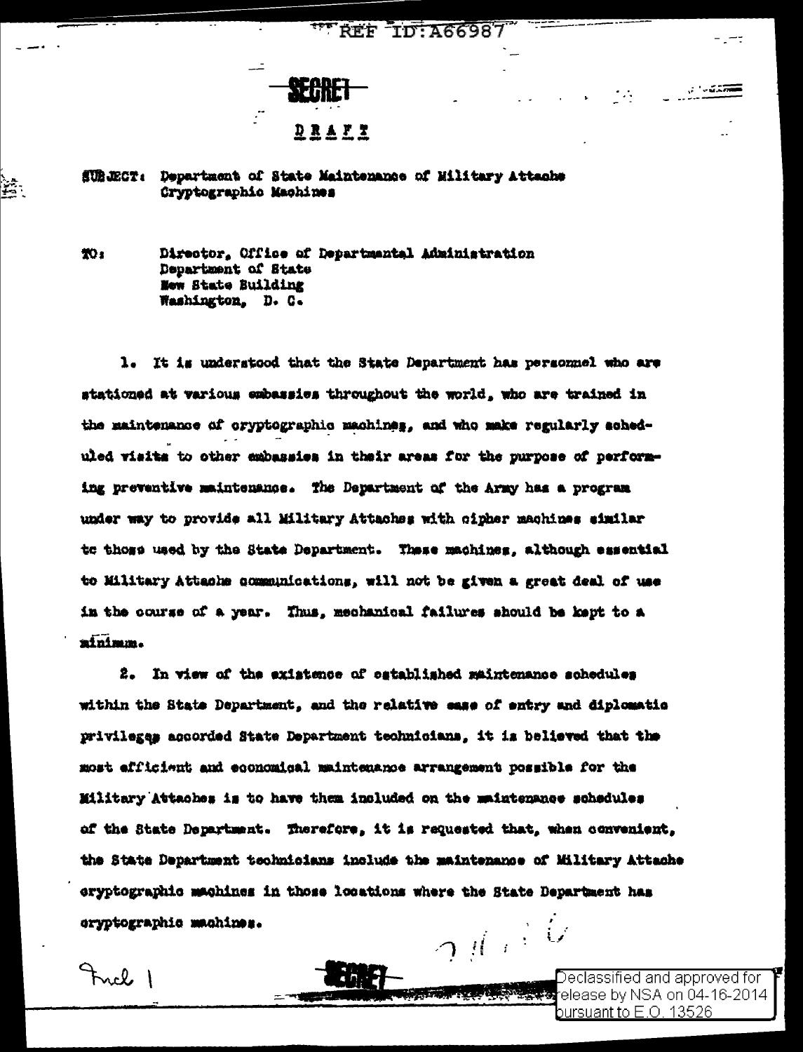REF ID:A66987

SECRET

DRAFT

SUBJECT: Department of State Maintenance of Military Attache Cryptographic Machines

TO: Director, Office of Departmental Administration
Department of State
New State Building
Washington, D. C.

1. It is understood that the State Department has personnel who are stationed at various embassies throughout the world, who are trained in the maintenance of cryptographic machines, and who make regularly scheduled visits to other embassies in their areas for the purpose of performing preventive maintenance. The Department of the Army has a program under way to provide all Military Attaches with cipher machines similar to those used by the State Department. These machines, although essential to Military Attache communications, will not be given a great deal of use in the course of a year. Thus, mechanical failures should be kept to a minimum.

2. In view of the existence of established maintenance schedules within the State Department, and the relative ease of entry and diplomatic privileges accorded State Department technicians, it is believed that the most efficient and economical maintenance arrangement possible for the Military Attaches is to have them included on the maintenance schedules of the State Department. Therefore, it is requested that, when convenient, the State Department technicians include the maintenance of Military Attache cryptographic machines in those locations where the State Department has cryptographic machines.

Incl 1

SECRET

Declassified and approved for release by NSA on 04-16-2014 pursuant to E.O. 13526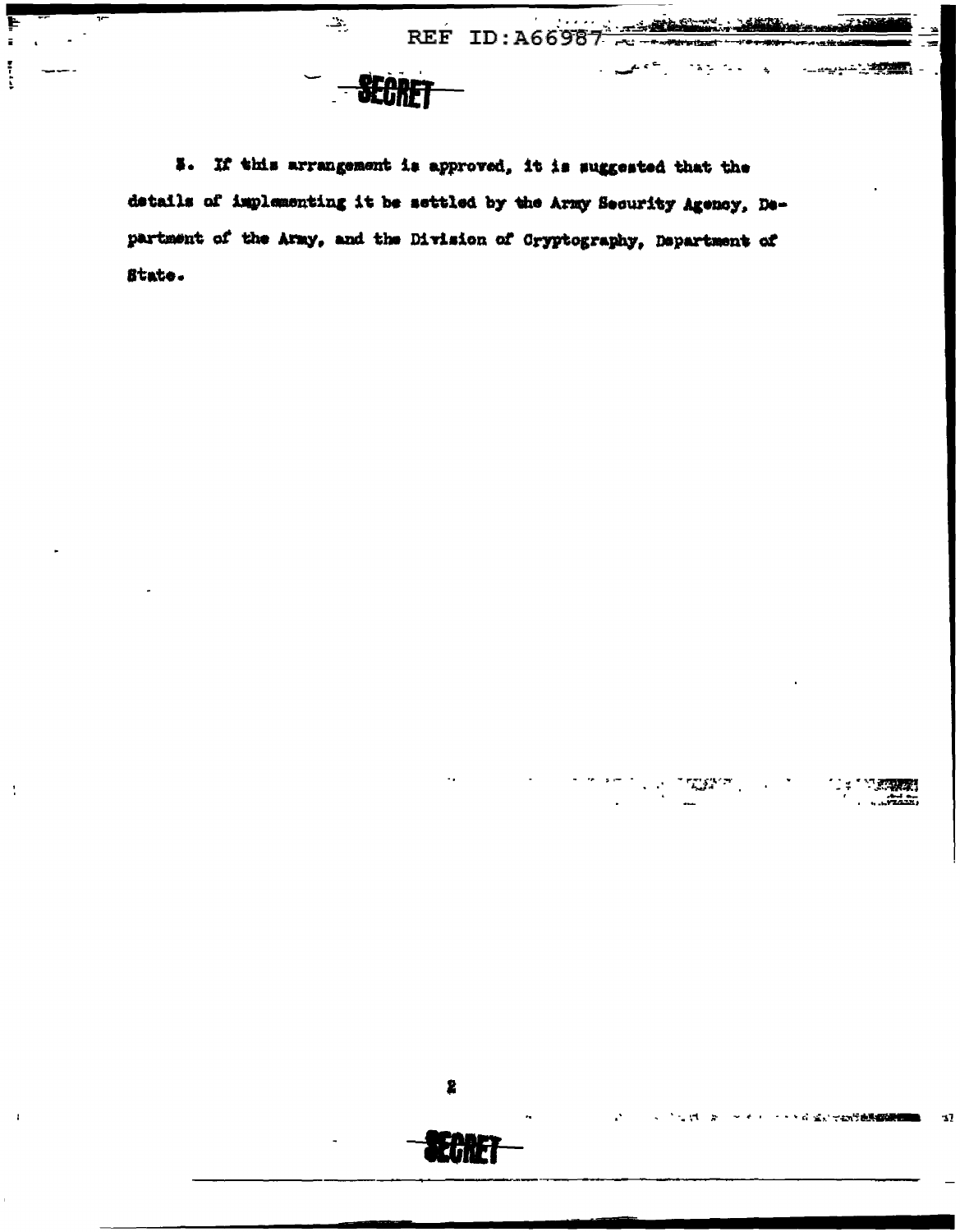SECRET

3. If this arrangement is approved, it is suggested that the details of implementing it be settled by the Army Security Agency, Department of the Army, and the Division of Cryptography, Department of State.

SECRET